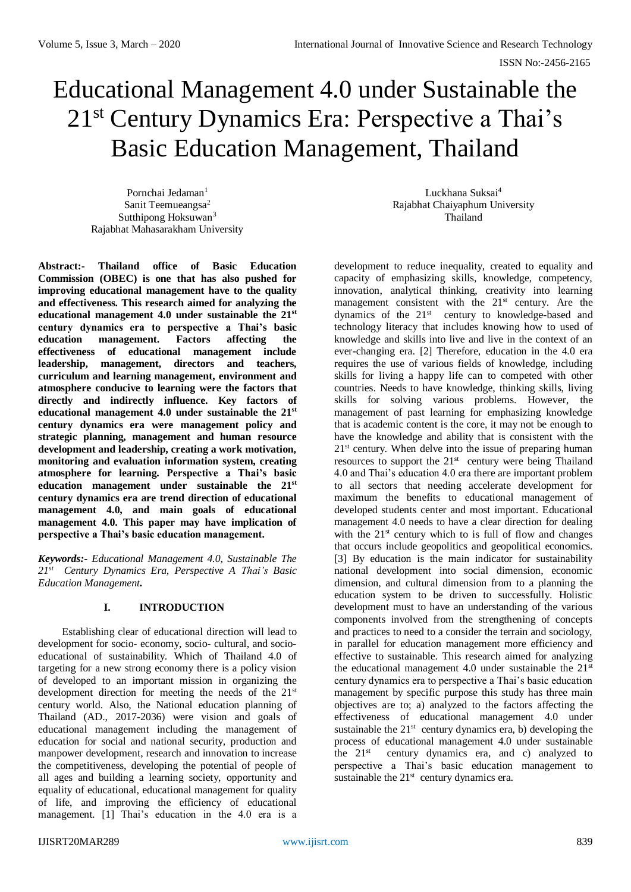# Educational Management 4.0 under Sustainable the 21st Century Dynamics Era: Perspective a Thai's Basic Education Management, Thailand

Pornchai Jedaman[1]
Sanit Teemueangsa[2]
Sutthipong Hoksuwan[3]
Rajabhat Mahasarakham University

Luckhana Suksai[4]
Rajabhat Chaiyaphum University
Thailand

**Abstract:- Thailand office of Basic Education Commission (OBEC) is one that has also pushed for improving educational management have to the quality and effectiveness. This research aimed for analyzing the educational management 4.0 under sustainable the 21st century dynamics era to perspective a Thai's basic education management. Factors affecting the effectiveness of educational management include leadership, management, directors and teachers, curriculum and learning management, environment and atmosphere conducive to learning were the factors that directly and indirectly influence. Key factors of educational management 4.0 under sustainable the 21st century dynamics era were management policy and strategic planning, management and human resource development and leadership, creating a work motivation, monitoring and evaluation information system, creating atmosphere for learning. Perspective a Thai's basic education management under sustainable the 21st century dynamics era are trend direction of educational management 4.0, and main goals of educational management 4.0. This paper may have implication of perspective a Thai's basic education management.**

***Keywords:-** Educational Management 4.0, Sustainable The 21st Century Dynamics Era, Perspective A Thai's Basic Education Management.*

## I. INTRODUCTION

Establishing clear of educational direction will lead to development for socio- economy, socio- cultural, and socio-educational of sustainability. Which of Thailand 4.0 of targeting for a new strong economy there is a policy vision of developed to an important mission in organizing the development direction for meeting the needs of the 21st century world. Also, the National education planning of Thailand (AD., 2017-2036) were vision and goals of educational management including the management of education for social and national security, production and manpower development, research and innovation to increase the competitiveness, developing the potential of people of all ages and building a learning society, opportunity and equality of educational, educational management for quality of life, and improving the efficiency of educational management. [1] Thai's education in the 4.0 era is a development to reduce inequality, created to equality and capacity of emphasizing skills, knowledge, competency, innovation, analytical thinking, creativity into learning management consistent with the 21st century. Are the dynamics of the 21st century to knowledge-based and technology literacy that includes knowing how to used of knowledge and skills into live and live in the context of an ever-changing era. [2] Therefore, education in the 4.0 era requires the use of various fields of knowledge, including skills for living a happy life can to competed with other countries. Needs to have knowledge, thinking skills, living skills for solving various problems. However, the management of past learning for emphasizing knowledge that is academic content is the core, it may not be enough to have the knowledge and ability that is consistent with the 21st century. When delve into the issue of preparing human resources to support the 21st century were being Thailand 4.0 and Thai's education 4.0 era there are important problem to all sectors that needing accelerate development for maximum the benefits to educational management of developed students center and most important. Educational management 4.0 needs to have a clear direction for dealing with the 21st century which to is full of flow and changes that occurs include geopolitics and geopolitical economics. [3] By education is the main indicator for sustainability national development into social dimension, economic dimension, and cultural dimension from to a planning the education system to be driven to successfully. Holistic development must to have an understanding of the various components involved from the strengthening of concepts and practices to need to a consider the terrain and sociology, in parallel for education management more efficiency and effective to sustainable. This research aimed for analyzing the educational management 4.0 under sustainable the 21st century dynamics era to perspective a Thai's basic education management by specific purpose this study has three main objectives are to; a) analyzed to the factors affecting the effectiveness of educational management 4.0 under sustainable the 21st century dynamics era, b) developing the process of educational management 4.0 under sustainable the 21st century dynamics era, and c) analyzed to perspective a Thai's basic education management to sustainable the 21st century dynamics era.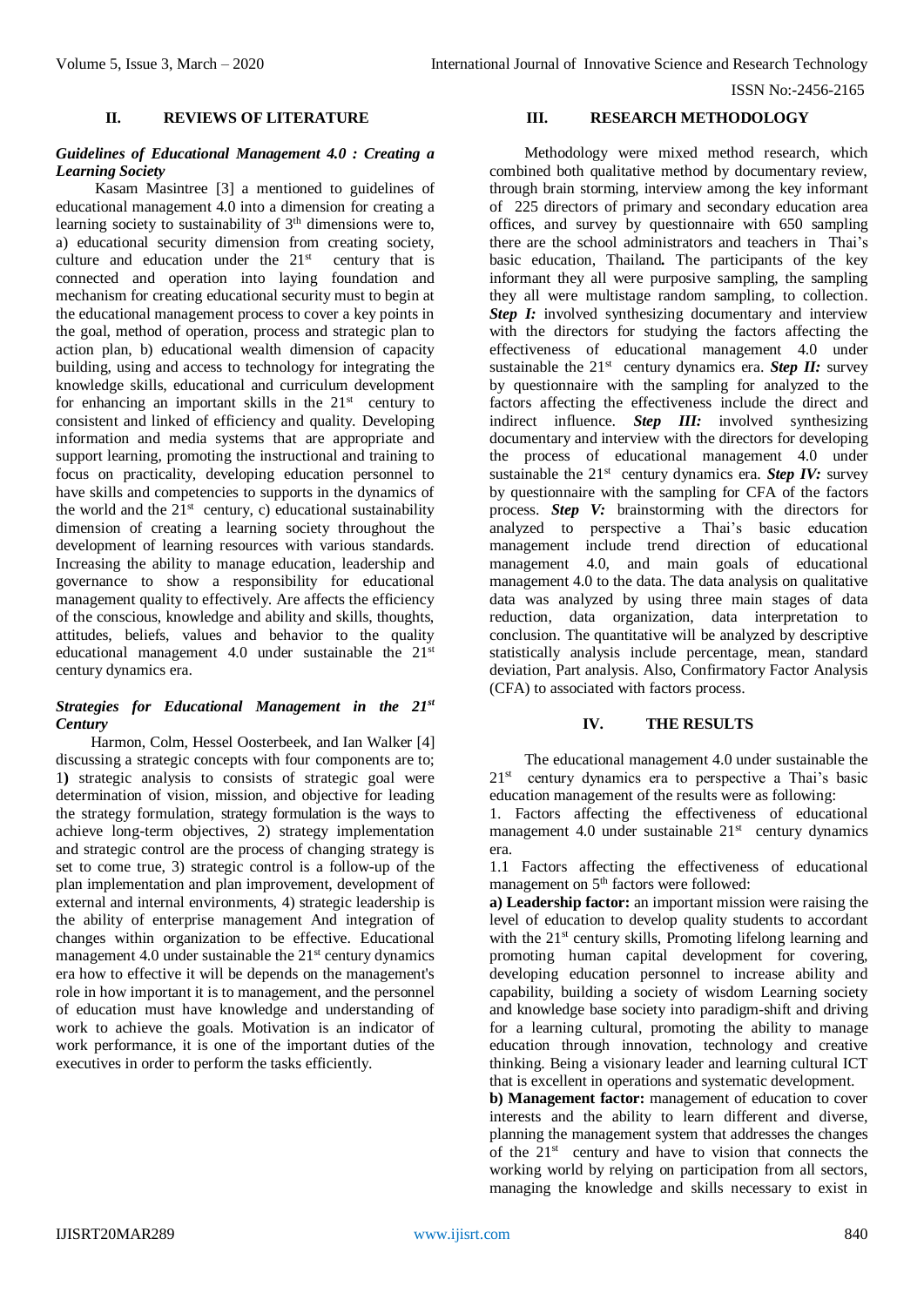## II. REVIEWS OF LITERATURE

### *Guidelines of Educational Management 4.0 : Creating a Learning Society*

Kasam Masintree [3] a mentioned to guidelines of educational management 4.0 into a dimension for creating a learning society to sustainability of $3^{th}$ dimensions were to, a) educational security dimension from creating society, culture and education under the $21^{st}$ century that is connected and operation into laying foundation and mechanism for creating educational security must to begin at the educational management process to cover a key points in the goal, method of operation, process and strategic plan to action plan, b) educational wealth dimension of capacity building, using and access to technology for integrating the knowledge skills, educational and curriculum development for enhancing an important skills in the $21^{st}$ century to consistent and linked of efficiency and quality. Developing information and media systems that are appropriate and support learning, promoting the instructional and training to focus on practicality, developing education personnel to have skills and competencies to supports in the dynamics of the world and the $21^{st}$ century, c) educational sustainability dimension of creating a learning society throughout the development of learning resources with various standards. Increasing the ability to manage education, leadership and governance to show a responsibility for educational management quality to effectively. Are affects the efficiency of the conscious, knowledge and ability and skills, thoughts, attitudes, beliefs, values and behavior to the quality educational management 4.0 under sustainable the $21^{st}$ century dynamics era.

### *Strategies for Educational Management in the $21^{st}$ Century*

Harmon, Colm, Hessel Oosterbeek, and Ian Walker [4] discussing a strategic concepts with four components are to; 1**)** strategic analysis to consists of strategic goal were determination of vision, mission, and objective for leading the strategy formulation, strategy formulation is the ways to achieve long-term objectives, 2) strategy implementation and strategic control are the process of changing strategy is set to come true, 3) strategic control is a follow-up of the plan implementation and plan improvement, development of external and internal environments, 4) strategic leadership is the ability of enterprise management And integration of changes within organization to be effective. Educational management 4.0 under sustainable the $21^{st}$ century dynamics era how to effective it will be depends on the management's role in how important it is to management, and the personnel of education must have knowledge and understanding of work to achieve the goals. Motivation is an indicator of work performance, it is one of the important duties of the executives in order to perform the tasks efficiently.

## III. RESEARCH METHODOLOGY

Methodology were mixed method research, which combined both qualitative method by documentary review, through brain storming, interview among the key informant of 225 directors of primary and secondary education area offices, and survey by questionnaire with 650 sampling there are the school administrators and teachers in Thai's basic education, Thailand**.** The participants of the key informant they all were purposive sampling, the sampling they all were multistage random sampling, to collection. ***Step I:*** involved synthesizing documentary and interview with the directors for studying the factors affecting the effectiveness of educational management 4.0 under sustainable the $21^{st}$ century dynamics era. ***Step II:*** survey by questionnaire with the sampling for analyzed to the factors affecting the effectiveness include the direct and indirect influence. ***Step III:*** involved synthesizing documentary and interview with the directors for developing the process of educational management 4.0 under sustainable the $21^{st}$ century dynamics era. ***Step IV:*** survey by questionnaire with the sampling for CFA of the factors process. ***Step V:*** brainstorming with the directors for analyzed to perspective a Thai's basic education management include trend direction of educational management 4.0, and main goals of educational management 4.0 to the data. The data analysis on qualitative data was analyzed by using three main stages of data reduction, data organization, data interpretation to conclusion. The quantitative will be analyzed by descriptive statistically analysis include percentage, mean, standard deviation, Part analysis. Also, Confirmatory Factor Analysis (CFA) to associated with factors process.

## IV. THE RESULTS

The educational management 4.0 under sustainable the $21^{st}$ century dynamics era to perspective a Thai's basic education management of the results were as following:

1. Factors affecting the effectiveness of educational management 4.0 under sustainable $21^{st}$ century dynamics era.

1.1 Factors affecting the effectiveness of educational management on $5^{th}$ factors were followed:

**a) Leadership factor:** an important mission were raising the level of education to develop quality students to accordant with the $21^{st}$ century skills, Promoting lifelong learning and promoting human capital development for covering, developing education personnel to increase ability and capability, building a society of wisdom Learning society and knowledge base society into paradigm-shift and driving for a learning cultural, promoting the ability to manage education through innovation, technology and creative thinking. Being a visionary leader and learning cultural ICT that is excellent in operations and systematic development.

**b) Management factor:** management of education to cover interests and the ability to learn different and diverse, planning the management system that addresses the changes of the $21^{st}$ century and have to vision that connects the working world by relying on participation from all sectors, managing the knowledge and skills necessary to exist in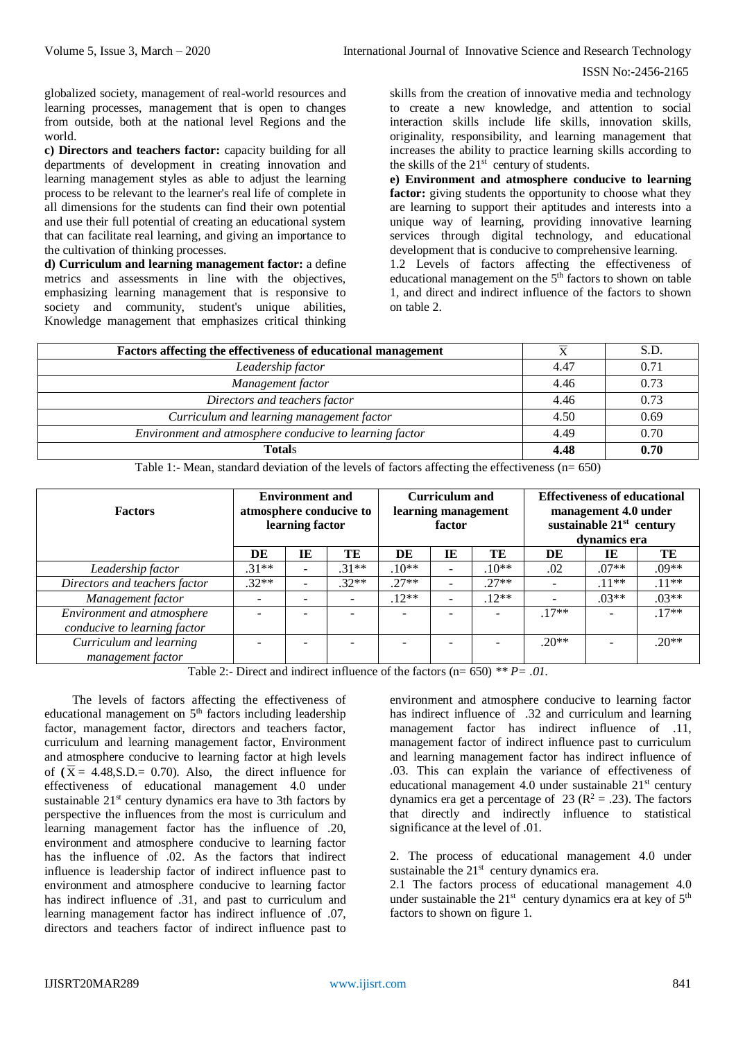globalized society, management of real-world resources and learning processes, management that is open to changes from outside, both at the national level Regions and the world.

**c) Directors and teachers factor:** capacity building for all departments of development in creating innovation and learning management styles as able to adjust the learning process to be relevant to the learner's real life of complete in all dimensions for the students can find their own potential and use their full potential of creating an educational system that can facilitate real learning, and giving an importance to the cultivation of thinking processes.

**d) Curriculum and learning management factor:** a define metrics and assessments in line with the objectives, emphasizing learning management that is responsive to society and community, student's unique abilities, Knowledge management that emphasizes critical thinking skills from the creation of innovative media and technology to create a new knowledge, and attention to social interaction skills include life skills, innovation skills, originality, responsibility, and learning management that increases the ability to practice learning skills according to the skills of the 21[st] century of students.

**e) Environment and atmosphere conducive to learning factor:** giving students the opportunity to choose what they are learning to support their aptitudes and interests into a unique way of learning, providing innovative learning services through digital technology, and educational development that is conducive to comprehensive learning.

1.2 Levels of factors affecting the effectiveness of educational management on the 5[th] factors to shown on table 1, and direct and indirect influence of the factors to shown on table 2.

| Factors affecting the effectiveness of educational management | $\bar{X}$ | S.D. |
|---|---|---|
| *Leadership factor* | 4.47 | 0.71 |
| *Management factor* | 4.46 | 0.73 |
| *Directors and teachers factor* | 4.46 | 0.73 |
| *Curriculum and learning management factor* | 4.50 | 0.69 |
| *Environment and atmosphere conducive to learning factor* | 4.49 | 0.70 |
| **Totals** | **4.48** | **0.70** |

Table 1:- Mean, standard deviation of the levels of factors affecting the effectiveness (n= 650)

| Factors | Environment and atmosphere conducive to learning factor | | | Curriculum and learning management factor | | | Effectiveness of educational management 4.0 under sustainable 21[st] century dynamics era | | |
|---|---|---|---|---|---|---|---|---|---|
| | DE | IE | TE | DE | IE | TE | DE | IE | TE |
| *Leadership factor* | .31** | - | .31** | .10** | - | .10** | .02 | .07** | .09** |
| *Directors and teachers factor* | .32** | - | .32** | .27** | - | .27** | - | .11** | .11** |
| *Management factor* | - | - | - | .12** | - | .12** | - | .03** | .03** |
| *Environment and atmosphere conducive to learning factor* | - | - | - | - | - | - | .17** | - | .17** |
| *Curriculum and learning management factor* | - | - | - | - | - | - | .20** | - | .20** |

Table 2:- Direct and indirect influence of the factors (n= 650) ** *P= .01.*

The levels of factors affecting the effectiveness of educational management on 5[th] factors including leadership factor, management factor, directors and teachers factor, curriculum and learning management factor, Environment and atmosphere conducive to learning factor at high levels of ($\bar{X}$ = 4.48,S.D.= 0.70). Also, the direct influence for effectiveness of educational management 4.0 under sustainable 21[st] century dynamics era have to 3th factors by perspective the influences from the most is curriculum and learning management factor has the influence of .20, environment and atmosphere conducive to learning factor has the influence of .02. As the factors that indirect influence is leadership factor of indirect influence past to environment and atmosphere conducive to learning factor has indirect influence of .31, and past to curriculum and learning management factor has indirect influence of .07, directors and teachers factor of indirect influence past to environment and atmosphere conducive to learning factor has indirect influence of .32 and curriculum and learning management factor has indirect influence of .11, management factor of indirect influence past to curriculum and learning management factor has indirect influence of .03. This can explain the variance of effectiveness of educational management 4.0 under sustainable 21[st] century dynamics era get a percentage of 23 ($R^2$ = .23). The factors that directly and indirectly influence to statistical significance at the level of .01.

2. The process of educational management 4.0 under sustainable the 21[st] century dynamics era.

2.1 The factors process of educational management 4.0 under sustainable the 21[st] century dynamics era at key of 5[th] factors to shown on figure 1.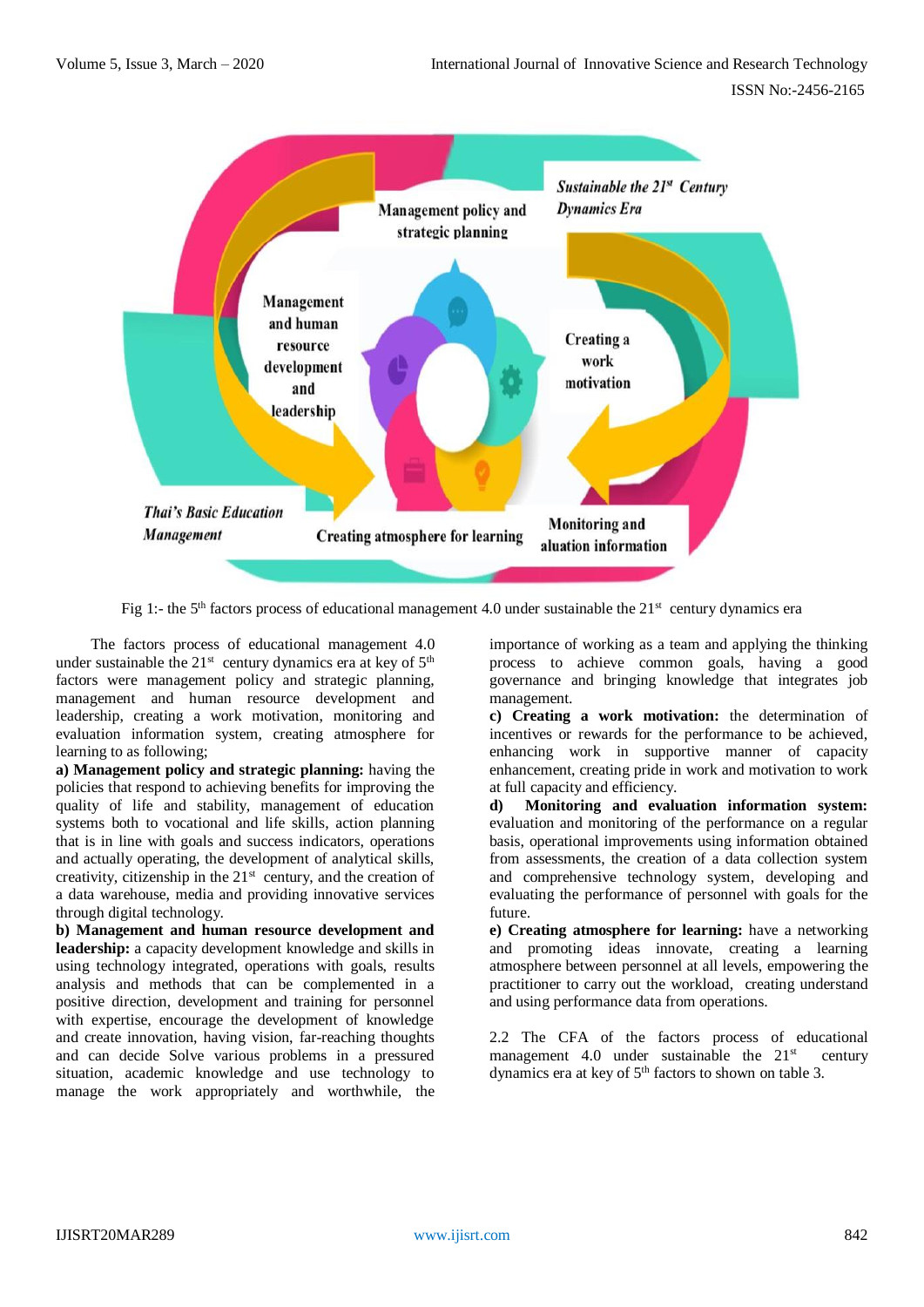Fig 1:- the 5th factors process of educational management 4.0 under sustainable the 21st century dynamics era

The factors process of educational management 4.0 under sustainable the 21st century dynamics era at key of 5th factors were management policy and strategic planning, management and human resource development and leadership, creating a work motivation, monitoring and evaluation information system, creating atmosphere for learning to as following;

**a) Management policy and strategic planning:** having the policies that respond to achieving benefits for improving the quality of life and stability, management of education systems both to vocational and life skills, action planning that is in line with goals and success indicators, operations and actually operating, the development of analytical skills, creativity, citizenship in the 21st century, and the creation of a data warehouse, media and providing innovative services through digital technology.

**b) Management and human resource development and leadership:** a capacity development knowledge and skills in using technology integrated, operations with goals, results analysis and methods that can be complemented in a positive direction, development and training for personnel with expertise, encourage the development of knowledge and create innovation, having vision, far-reaching thoughts and can decide Solve various problems in a pressured situation, academic knowledge and use technology to manage the work appropriately and worthwhile, the importance of working as a team and applying the thinking process to achieve common goals, having a good governance and bringing knowledge that integrates job management.

**c) Creating a work motivation:** the determination of incentives or rewards for the performance to be achieved, enhancing work in supportive manner of capacity enhancement, creating pride in work and motivation to work at full capacity and efficiency.

**d) Monitoring and evaluation information system:** evaluation and monitoring of the performance on a regular basis, operational improvements using information obtained from assessments, the creation of a data collection system and comprehensive technology system, developing and evaluating the performance of personnel with goals for the future.

**e) Creating atmosphere for learning:** have a networking and promoting ideas innovate, creating a learning atmosphere between personnel at all levels, empowering the practitioner to carry out the workload, creating understand and using performance data from operations.

2.2 The CFA of the factors process of educational management 4.0 under sustainable the 21st century dynamics era at key of 5th factors to shown on table 3.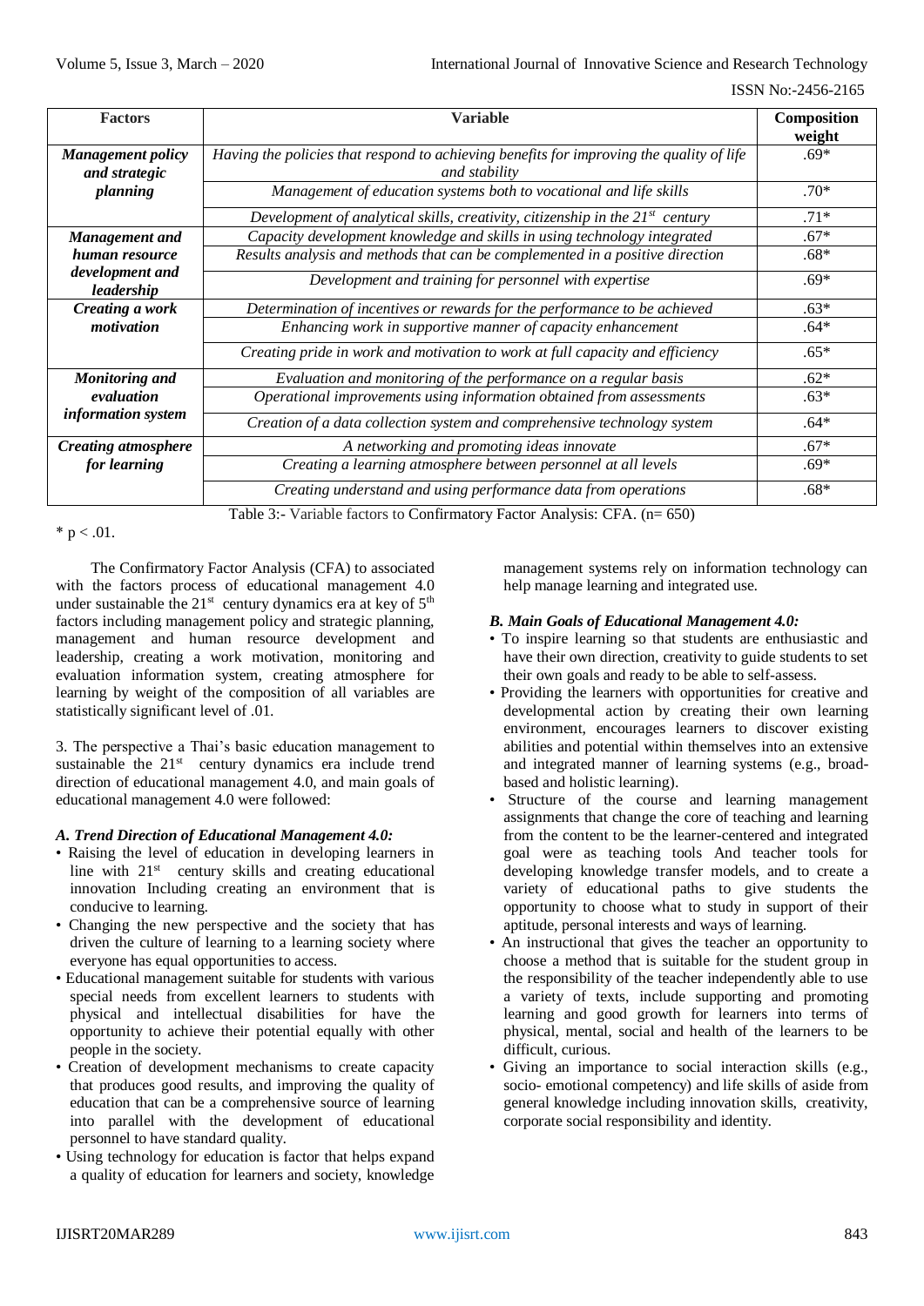| Factors | Variable | Composition weight |
|---|---|---|
| ***Management policy and strategic planning*** | *Having the policies that respond to achieving benefits for improving the quality of life and stability* | .69* |
| | *Management of education systems both to vocational and life skills* | .70* |
| | *Development of analytical skills, creativity, citizenship in the 21st century* | .71* |
| ***Management and human resource development and leadership*** | *Capacity development knowledge and skills in using technology integrated* | .67* |
| | *Results analysis and methods that can be complemented in a positive direction* | .68* |
| | *Development and training for personnel with expertise* | .69* |
| ***Creating a work motivation*** | *Determination of incentives or rewards for the performance to be achieved* | .63* |
| | *Enhancing work in supportive manner of capacity enhancement* | .64* |
| | *Creating pride in work and motivation to work at full capacity and efficiency* | .65* |
| ***Monitoring and evaluation information system*** | *Evaluation and monitoring of the performance on a regular basis* | .62* |
| | *Operational improvements using information obtained from assessments* | .63* |
| | *Creation of a data collection system and comprehensive technology system* | .64* |
| ***Creating atmosphere for learning*** | *A networking and promoting ideas innovate* | .67* |
| | *Creating a learning atmosphere between personnel at all levels* | .69* |
| | *Creating understand and using performance data from operations* | .68* |

Table 3:- Variable factors to Confirmatory Factor Analysis: CFA. (n= 650)

* $p < .01$.

The Confirmatory Factor Analysis (CFA) to associated with the factors process of educational management 4.0 under sustainable the 21st century dynamics era at key of 5th factors including management policy and strategic planning, management and human resource development and leadership, creating a work motivation, monitoring and evaluation information system, creating atmosphere for learning by weight of the composition of all variables are statistically significant level of .01.

3. The perspective a Thai's basic education management to sustainable the 21st century dynamics era include trend direction of educational management 4.0, and main goals of educational management 4.0 were followed:

### *A. Trend Direction of Educational Management 4.0:*

- Raising the level of education in developing learners in line with 21st century skills and creating educational innovation Including creating an environment that is conducive to learning.
- Changing the new perspective and the society that has driven the culture of learning to a learning society where everyone has equal opportunities to access.
- Educational management suitable for students with various special needs from excellent learners to students with physical and intellectual disabilities for have the opportunity to achieve their potential equally with other people in the society.
- Creation of development mechanisms to create capacity that produces good results, and improving the quality of education that can be a comprehensive source of learning into parallel with the development of educational personnel to have standard quality.
- Using technology for education is factor that helps expand a quality of education for learners and society, knowledge management systems rely on information technology can help manage learning and integrated use.

### *B. Main Goals of Educational Management 4.0:*

- To inspire learning so that students are enthusiastic and have their own direction, creativity to guide students to set their own goals and ready to be able to self-assess.
- Providing the learners with opportunities for creative and developmental action by creating their own learning environment, encourages learners to discover existing abilities and potential within themselves into an extensive and integrated manner of learning systems (e.g., broad-based and holistic learning).
- Structure of the course and learning management assignments that change the core of teaching and learning from the content to be the learner-centered and integrated goal were as teaching tools And teacher tools for developing knowledge transfer models, and to create a variety of educational paths to give students the opportunity to choose what to study in support of their aptitude, personal interests and ways of learning.
- An instructional that gives the teacher an opportunity to choose a method that is suitable for the student group in the responsibility of the teacher independently able to use a variety of texts, include supporting and promoting learning and good growth for learners into terms of physical, mental, social and health of the learners to be difficult, curious.
- Giving an importance to social interaction skills (e.g., socio- emotional competency) and life skills of aside from general knowledge including innovation skills, creativity, corporate social responsibility and identity.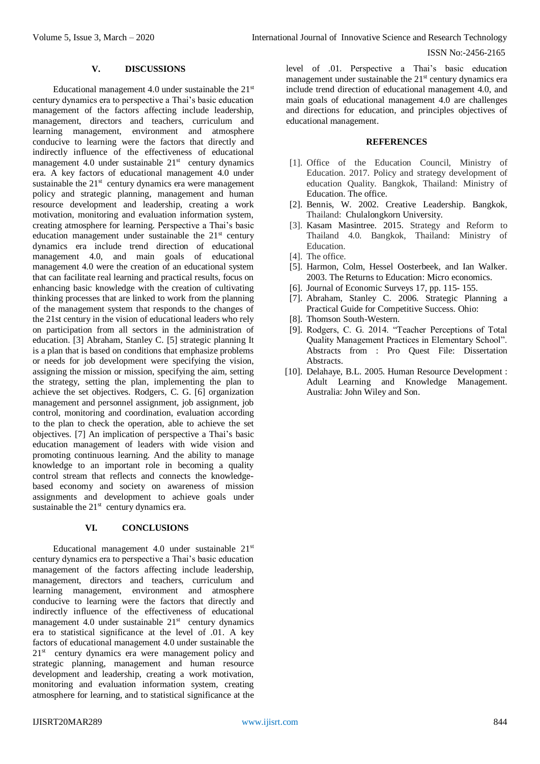## V. DISCUSSIONS

Educational management 4.0 under sustainable the 21st century dynamics era to perspective a Thai's basic education management of the factors affecting include leadership, management, directors and teachers, curriculum and learning management, environment and atmosphere conducive to learning were the factors that directly and indirectly influence of the effectiveness of educational management 4.0 under sustainable 21st century dynamics era. A key factors of educational management 4.0 under sustainable the 21st century dynamics era were management policy and strategic planning, management and human resource development and leadership, creating a work motivation, monitoring and evaluation information system, creating atmosphere for learning. Perspective a Thai's basic education management under sustainable the 21st century dynamics era include trend direction of educational management 4.0, and main goals of educational management 4.0 were the creation of an educational system that can facilitate real learning and practical results, focus on enhancing basic knowledge with the creation of cultivating thinking processes that are linked to work from the planning of the management system that responds to the changes of the 21st century in the vision of educational leaders who rely on participation from all sectors in the administration of education. [3] Abraham, Stanley C. [5] strategic planning It is a plan that is based on conditions that emphasize problems or needs for job development were specifying the vision, assigning the mission or mission, specifying the aim, setting the strategy, setting the plan, implementing the plan to achieve the set objectives. Rodgers, C. G. [6] organization management and personnel assignment, job assignment, job control, monitoring and coordination, evaluation according to the plan to check the operation, able to achieve the set objectives. [7] An implication of perspective a Thai's basic education management of leaders with wide vision and promoting continuous learning. And the ability to manage knowledge to an important role in becoming a quality control stream that reflects and connects the knowledge-based economy and society on awareness of mission assignments and development to achieve goals under sustainable the 21st century dynamics era.

## VI. CONCLUSIONS

Educational management 4.0 under sustainable 21st century dynamics era to perspective a Thai's basic education management of the factors affecting include leadership, management, directors and teachers, curriculum and learning management, environment and atmosphere conducive to learning were the factors that directly and indirectly influence of the effectiveness of educational management 4.0 under sustainable 21st century dynamics era to statistical significance at the level of .01. A key factors of educational management 4.0 under sustainable the 21st century dynamics era were management policy and strategic planning, management and human resource development and leadership, creating a work motivation, monitoring and evaluation information system, creating atmosphere for learning, and to statistical significance at the level of .01. Perspective a Thai's basic education management under sustainable the 21st century dynamics era include trend direction of educational management 4.0, and main goals of educational management 4.0 are challenges and directions for education, and principles objectives of educational management.

## REFERENCES

[1]. Office of the Education Council, Ministry of Education. 2017. Policy and strategy development of education Quality. Bangkok, Thailand: Ministry of Education. The office.

[2]. Bennis, W. 2002. Creative Leadership. Bangkok, Thailand: Chulalongkorn University.

[3]. Kasam Masintree. 2015. Strategy and Reform to Thailand 4.0. Bangkok, Thailand: Ministry of Education.

[4]. The office.

[5]. Harmon, Colm, Hessel Oosterbeek, and Ian Walker. 2003. The Returns to Education: Micro economics.

[6]. Journal of Economic Surveys 17, pp. 115- 155.

[7]. Abraham, Stanley C. 2006. Strategic Planning a Practical Guide for Competitive Success. Ohio:

[8]. Thomson South-Western.

[9]. Rodgers, C. G. 2014. "Teacher Perceptions of Total Quality Management Practices in Elementary School". Abstracts from : Pro Quest File: Dissertation Abstracts.

[10]. Delahaye, B.L. 2005. Human Resource Development : Adult Learning and Knowledge Management. Australia: John Wiley and Son.